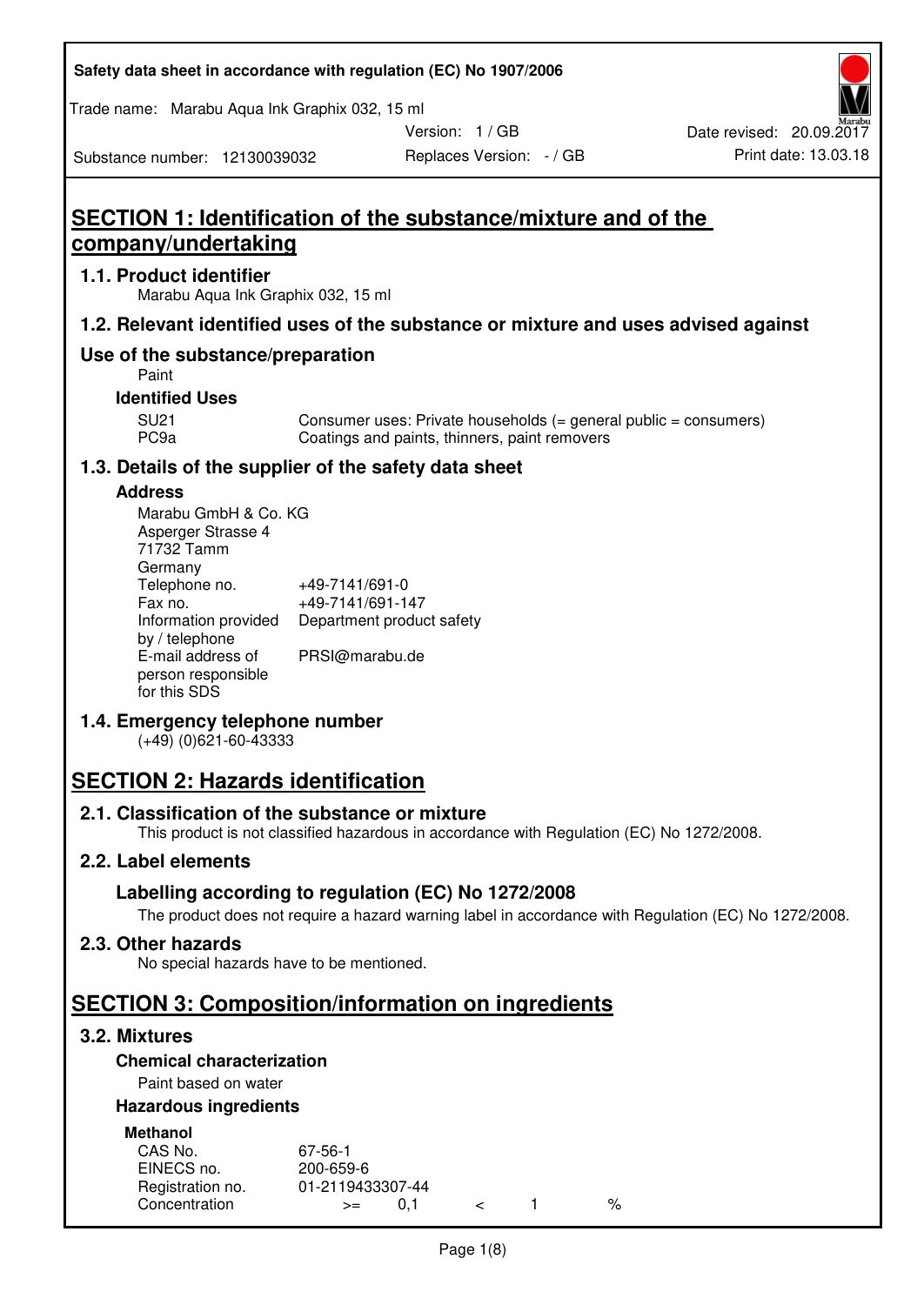Safety data sheet in accordance with regulation (EC) No 1907/2006

Trade name: Marabu Aqua Ink Graphix 032, 15 ml

Version: 1 / GB
Date revised: 20.09.2017

Substance number: 12130039032
Replaces Version: - / GB
Print date: 13.03.18

# SECTION 1: Identification of the substance/mixture and of the company/undertaking

## 1.1. Product identifier

Marabu Aqua Ink Graphix 032, 15 ml

## 1.2. Relevant identified uses of the substance or mixture and uses advised against

## Use of the substance/preparation

Paint

### Identified Uses

| | |
|---|---|
| SU21 | Consumer uses: Private households (= general public = consumers) |
| PC9a | Coatings and paints, thinners, paint removers |

## 1.3. Details of the supplier of the safety data sheet

### Address

Marabu GmbH & Co. KG
Asperger Strasse 4
71732 Tamm
Germany

| | |
|---|---|
| Telephone no. | +49-7141/691-0 |
| Fax no. | +49-7141/691-147 |
| Information provided by / telephone | Department product safety |
| E-mail address of person responsible for this SDS | PRSI@marabu.de |

## 1.4. Emergency telephone number

(+49) (0)621-60-43333

# SECTION 2: Hazards identification

## 2.1. Classification of the substance or mixture

This product is not classified hazardous in accordance with Regulation (EC) No 1272/2008.

## 2.2. Label elements

### Labelling according to regulation (EC) No 1272/2008

The product does not require a hazard warning label in accordance with Regulation (EC) No 1272/2008.

## 2.3. Other hazards

No special hazards have to be mentioned.

# SECTION 3: Composition/information on ingredients

## 3.2. Mixtures

### Chemical characterization

Paint based on water

### Hazardous ingredients

**Methanol**

| | |
|---|---|
| CAS No. | 67-56-1 |
| EINECS no. | 200-659-6 |
| Registration no. | 01-2119433307-44 |
| Concentration | >= 0,1 < 1 % |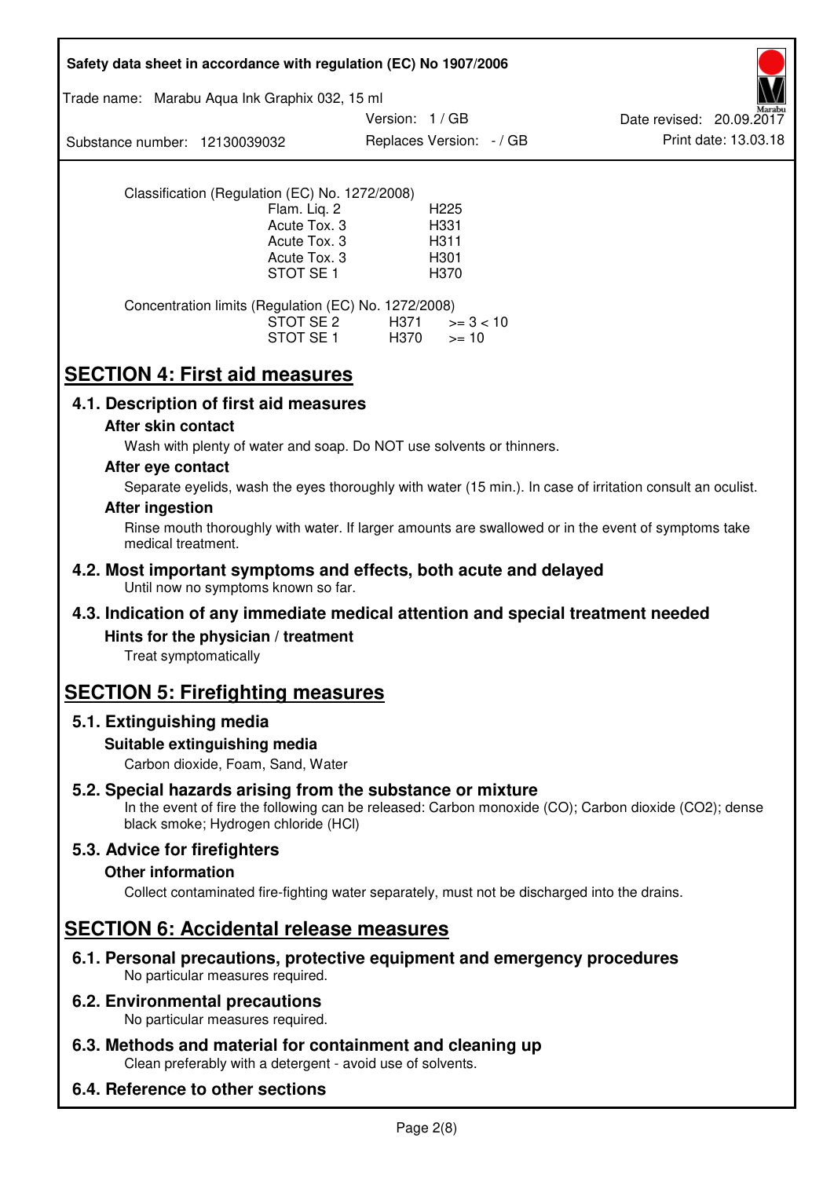Classification (Regulation (EC) No. 1272/2008)

| | |
|---|---|
| Flam. Liq. 2 | H225 |
| Acute Tox. 3 | H331 |
| Acute Tox. 3 | H311 |
| Acute Tox. 3 | H301 |
| STOT SE 1 | H370 |

Concentration limits (Regulation (EC) No. 1272/2008)

| | | |
|---|---|---|
| STOT SE 2 | H371 | >= 3 < 10 |
| STOT SE 1 | H370 | >= 10 |

# SECTION 4: First aid measures

## 4.1. Description of first aid measures

### After skin contact

Wash with plenty of water and soap. Do NOT use solvents or thinners.

### After eye contact

Separate eyelids, wash the eyes thoroughly with water (15 min.). In case of irritation consult an oculist.

### After ingestion

Rinse mouth thoroughly with water. If larger amounts are swallowed or in the event of symptoms take medical treatment.

## 4.2. Most important symptoms and effects, both acute and delayed

Until now no symptoms known so far.

## 4.3. Indication of any immediate medical attention and special treatment needed

### Hints for the physician / treatment

Treat symptomatically

# SECTION 5: Firefighting measures

## 5.1. Extinguishing media

### Suitable extinguishing media

Carbon dioxide, Foam, Sand, Water

## 5.2. Special hazards arising from the substance or mixture

In the event of fire the following can be released: Carbon monoxide (CO); Carbon dioxide (CO2); dense black smoke; Hydrogen chloride (HCl)

## 5.3. Advice for firefighters

### Other information

Collect contaminated fire-fighting water separately, must not be discharged into the drains.

# SECTION 6: Accidental release measures

## 6.1. Personal precautions, protective equipment and emergency procedures

No particular measures required.

## 6.2. Environmental precautions

No particular measures required.

## 6.3. Methods and material for containment and cleaning up

Clean preferably with a detergent - avoid use of solvents.

## 6.4. Reference to other sections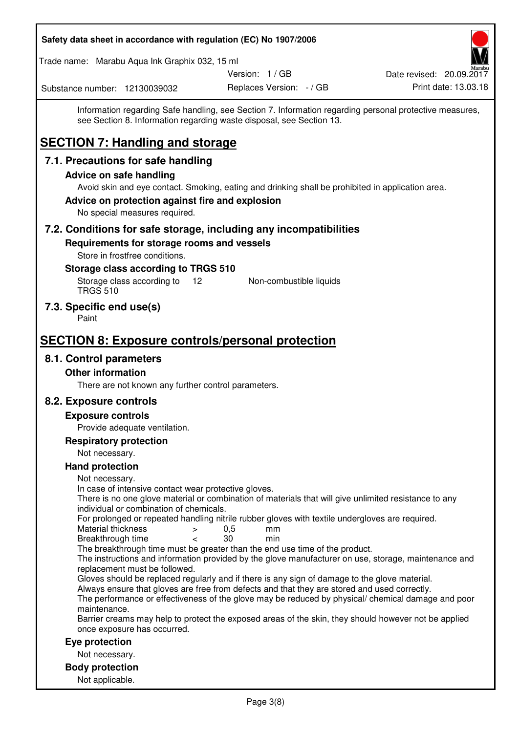Information regarding Safe handling, see Section 7. Information regarding personal protective measures, see Section 8. Information regarding waste disposal, see Section 13.

# SECTION 7: Handling and storage

## 7.1. Precautions for safe handling

### Advice on safe handling

Avoid skin and eye contact. Smoking, eating and drinking shall be prohibited in application area.

### Advice on protection against fire and explosion

No special measures required.

## 7.2. Conditions for safe storage, including any incompatibilities

### Requirements for storage rooms and vessels

Store in frostfree conditions.

### Storage class according to TRGS 510

| | | |
|---|---|---|
| Storage class according to TRGS 510 | 12 | Non-combustible liquids |

## 7.3. Specific end use(s)

Paint

# SECTION 8: Exposure controls/personal protection

## 8.1. Control parameters

### Other information

There are not known any further control parameters.

## 8.2. Exposure controls

### Exposure controls

Provide adequate ventilation.

### Respiratory protection

Not necessary.

### Hand protection

Not necessary.
In case of intensive contact wear protective gloves.
There is no one glove material or combination of materials that will give unlimited resistance to any individual or combination of chemicals.
For prolonged or repeated handling nitrile rubber gloves with textile undergloves are required.

| | | | |
|---|---|---|---|
| Material thickness | > | 0,5 | mm |
| Breakthrough time | < | 30 | min |

The breakthrough time must be greater than the end use time of the product.
The instructions and information provided by the glove manufacturer on use, storage, maintenance and replacement must be followed.
Gloves should be replaced regularly and if there is any sign of damage to the glove material.
Always ensure that gloves are free from defects and that they are stored and used correctly.
The performance or effectiveness of the glove may be reduced by physical/ chemical damage and poor maintenance.
Barrier creams may help to protect the exposed areas of the skin, they should however not be applied once exposure has occurred.

### Eye protection

Not necessary.

### Body protection

Not applicable.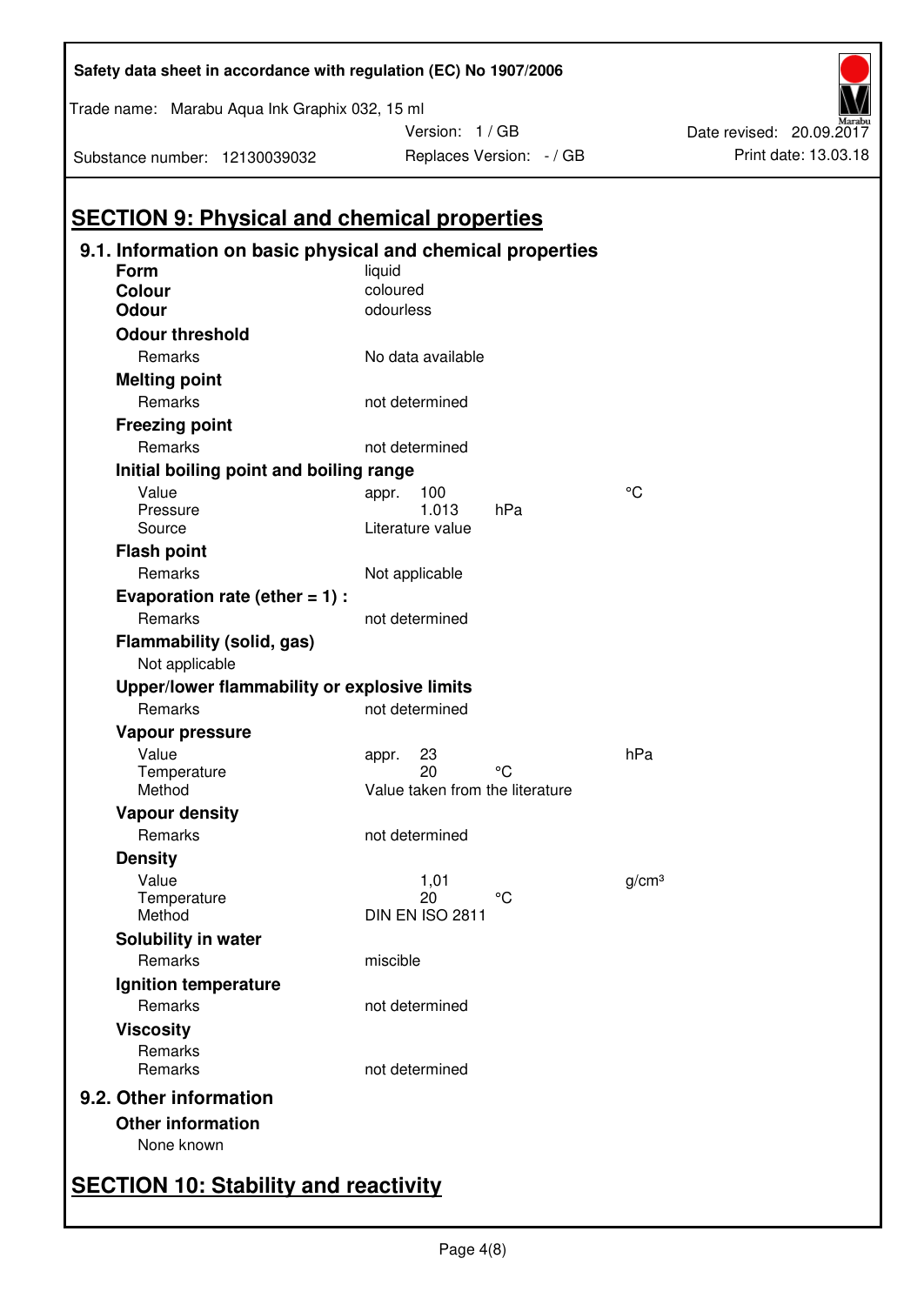## SECTION 9: Physical and chemical properties

### 9.1. Information on basic physical and chemical properties

| | | | |
|---|---|---|---|
| **Form** | liquid | | |
| **Colour** | coloured | | |
| **Odour** | odourless | | |
| **Odour threshold** | | | |
| Remarks | No data available | | |
| **Melting point** | | | |
| Remarks | not determined | | |
| **Freezing point** | | | |
| Remarks | not determined | | |
| **Initial boiling point and boiling range** | | | |
| Value | appr. 100 | | °C |
| Pressure | 1.013 | hPa | |
| Source | Literature value | | |
| **Flash point** | | | |
| Remarks | Not applicable | | |
| **Evaporation rate (ether = 1) :** | | | |
| Remarks | not determined | | |
| **Flammability (solid, gas)** | | | |
| Not applicable | | | |
| **Upper/lower flammability or explosive limits** | | | |
| Remarks | not determined | | |
| **Vapour pressure** | | | |
| Value | appr. 23 | | hPa |
| Temperature | 20 | °C | |
| Method | Value taken from the literature | | |
| **Vapour density** | | | |
| Remarks | not determined | | |
| **Density** | | | |
| Value | 1,01 | | g/cm³ |
| Temperature | 20 | °C | |
| Method | DIN EN ISO 2811 | | |
| **Solubility in water** | | | |
| Remarks | miscible | | |
| **Ignition temperature** | | | |
| Remarks | not determined | | |
| **Viscosity** | | | |
| Remarks | | | |
| Remarks | not determined | | |

### 9.2. Other information

**Other information**

None known

## SECTION 10: Stability and reactivity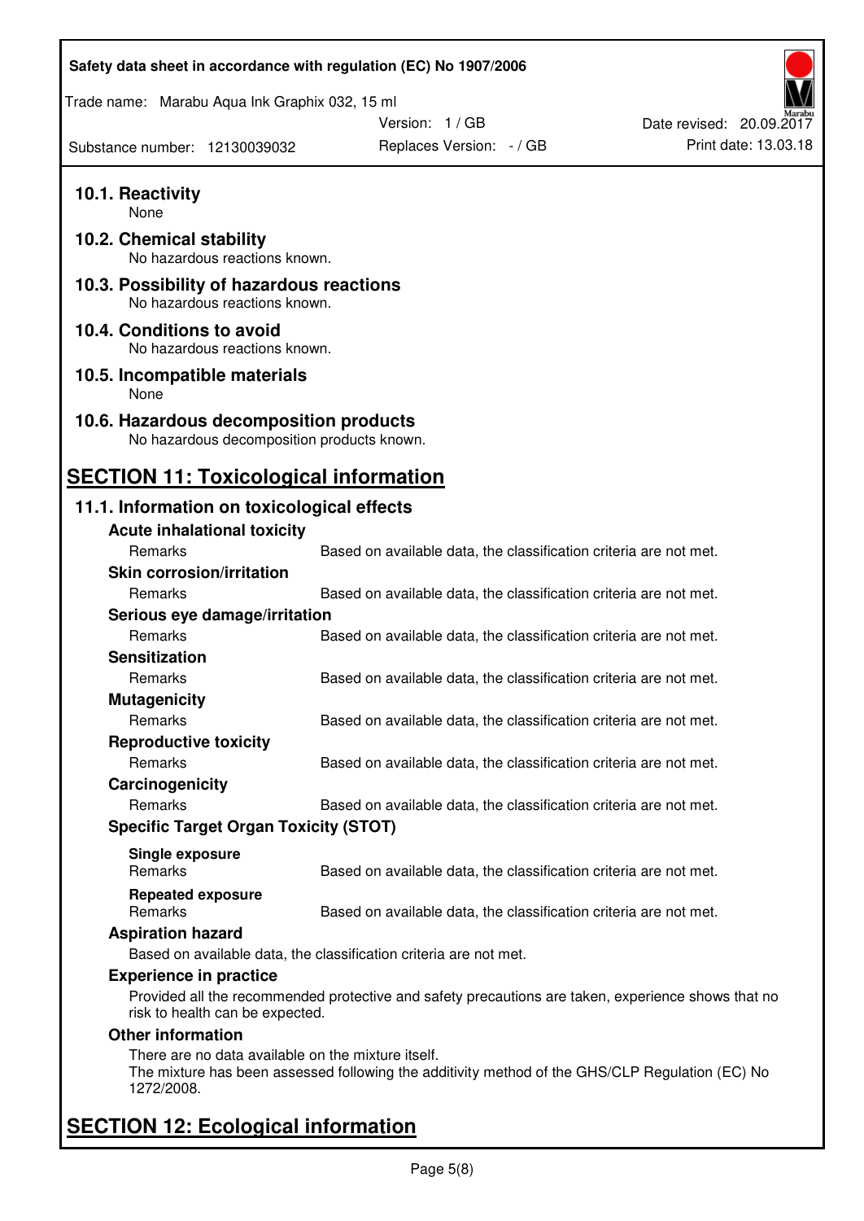### 10.1. Reactivity

None

### 10.2. Chemical stability

No hazardous reactions known.

### 10.3. Possibility of hazardous reactions

No hazardous reactions known.

### 10.4. Conditions to avoid

No hazardous reactions known.

### 10.5. Incompatible materials

None

### 10.6. Hazardous decomposition products

No hazardous decomposition products known.

## SECTION 11: Toxicological information

### 11.1. Information on toxicological effects

**Acute inhalational toxicity**

| | |
|---|---|
| Remarks | Based on available data, the classification criteria are not met. |

**Skin corrosion/irritation**

| | |
|---|---|
| Remarks | Based on available data, the classification criteria are not met. |

**Serious eye damage/irritation**

| | |
|---|---|
| Remarks | Based on available data, the classification criteria are not met. |

**Sensitization**

| | |
|---|---|
| Remarks | Based on available data, the classification criteria are not met. |

**Mutagenicity**

| | |
|---|---|
| Remarks | Based on available data, the classification criteria are not met. |

**Reproductive toxicity**

| | |
|---|---|
| Remarks | Based on available data, the classification criteria are not met. |

**Carcinogenicity**

| | |
|---|---|
| Remarks | Based on available data, the classification criteria are not met. |

**Specific Target Organ Toxicity (STOT)**

**Single exposure**

| | |
|---|---|
| Remarks | Based on available data, the classification criteria are not met. |

**Repeated exposure**

| | |
|---|---|
| Remarks | Based on available data, the classification criteria are not met. |

**Aspiration hazard**

Based on available data, the classification criteria are not met.

**Experience in practice**

Provided all the recommended protective and safety precautions are taken, experience shows that no risk to health can be expected.

**Other information**

There are no data available on the mixture itself.
The mixture has been assessed following the additivity method of the GHS/CLP Regulation (EC) No 1272/2008.

## SECTION 12: Ecological information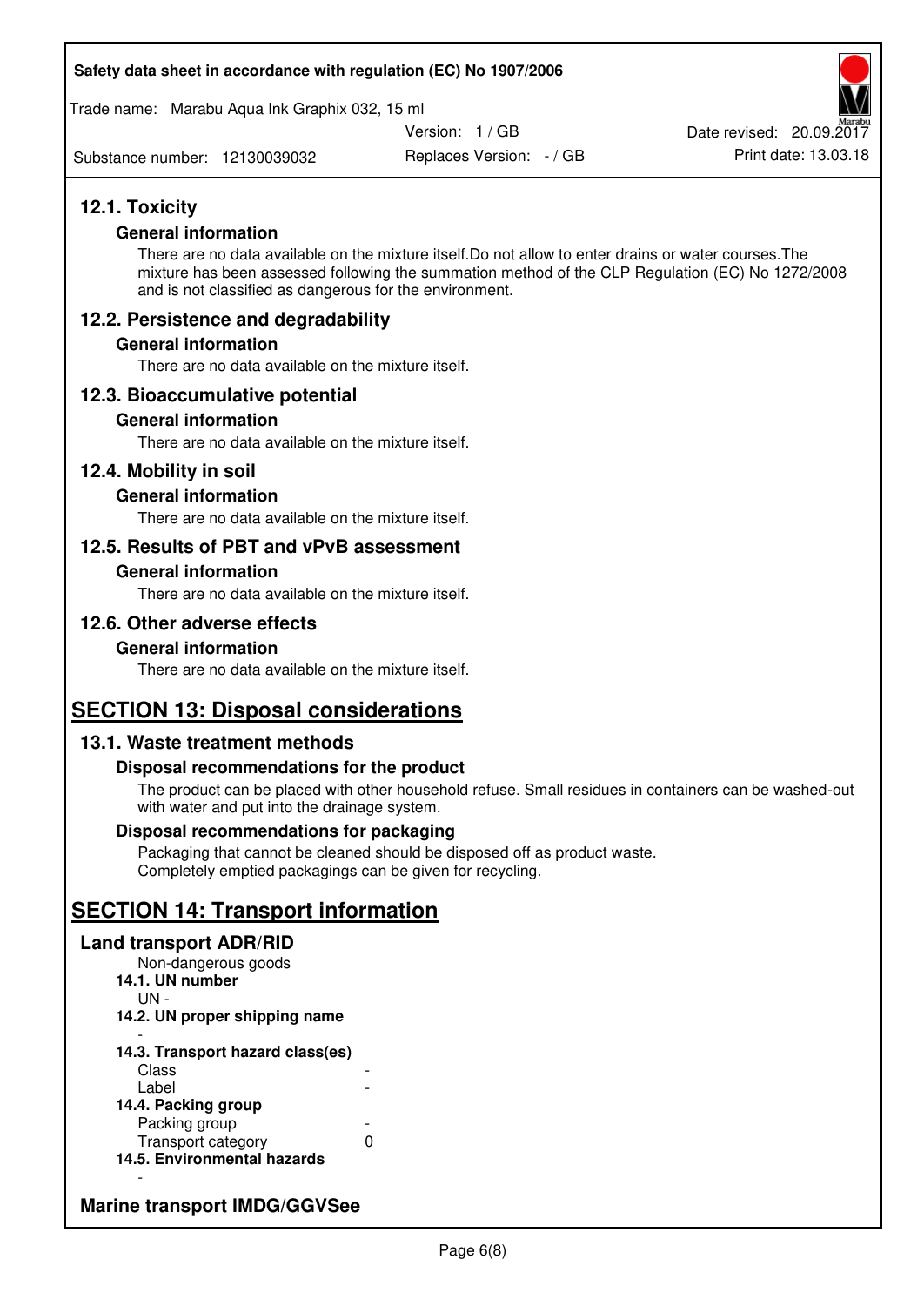## 12.1. Toxicity

### General information

There are no data available on the mixture itself.Do not allow to enter drains or water courses.The mixture has been assessed following the summation method of the CLP Regulation (EC) No 1272/2008 and is not classified as dangerous for the environment.

## 12.2. Persistence and degradability

### General information

There are no data available on the mixture itself.

## 12.3. Bioaccumulative potential

### General information

There are no data available on the mixture itself.

## 12.4. Mobility in soil

### General information

There are no data available on the mixture itself.

## 12.5. Results of PBT and vPvB assessment

### General information

There are no data available on the mixture itself.

## 12.6. Other adverse effects

### General information

There are no data available on the mixture itself.

# SECTION 13: Disposal considerations

## 13.1. Waste treatment methods

### Disposal recommendations for the product

The product can be placed with other household refuse. Small residues in containers can be washed-out with water and put into the drainage system.

### Disposal recommendations for packaging

Packaging that cannot be cleaned should be disposed off as product waste.
Completely emptied packagings can be given for recycling.

# SECTION 14: Transport information

## Land transport ADR/RID

Non-dangerous goods

**14.1. UN number**

UN -

**14.2. UN proper shipping name**

-

**14.3. Transport hazard class(es)**

| | |
|---|---|
| Class | - |
| Label | - |

**14.4. Packing group**

| | |
|---|---|
| Packing group | - |
| Transport category | 0 |

**14.5. Environmental hazards**

-

## Marine transport IMDG/GGVSee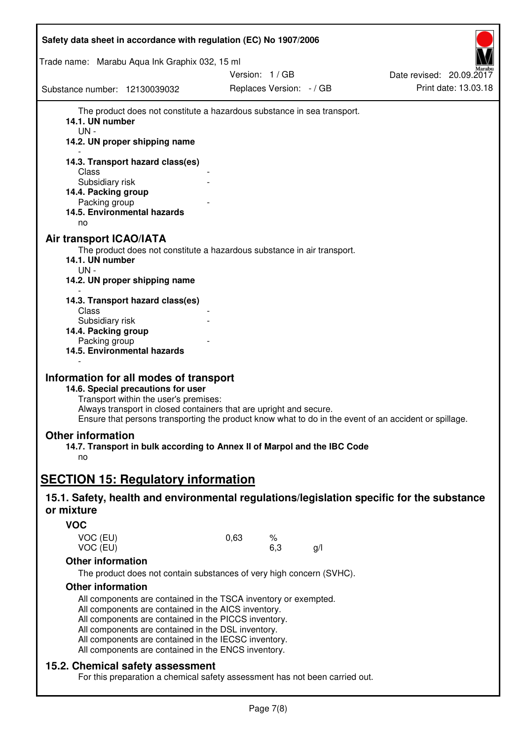The product does not constitute a hazardous substance in sea transport.

**14.1. UN number**

UN -

**14.2. UN proper shipping name**

-

**14.3. Transport hazard class(es)**

Class -

Subsidiary risk -

**14.4. Packing group**

Packing group -

**14.5. Environmental hazards**

no

## Air transport ICAO/IATA

The product does not constitute a hazardous substance in air transport.

**14.1. UN number**

UN -

**14.2. UN proper shipping name**

-

**14.3. Transport hazard class(es)**

Class -

Subsidiary risk -

**14.4. Packing group**

Packing group -

**14.5. Environmental hazards**

-

## Information for all modes of transport

**14.6. Special precautions for user**

Transport within the user's premises:
Always transport in closed containers that are upright and secure.
Ensure that persons transporting the product know what to do in the event of an accident or spillage.

## Other information

**14.7. Transport in bulk according to Annex II of Marpol and the IBC Code**

no

# SECTION 15: Regulatory information

## 15.1. Safety, health and environmental regulations/legislation specific for the substance or mixture

### VOC

| | | | |
|---|---|---|---|
| VOC (EU) | 0,63 | % | |
| VOC (EU) | | 6,3 | g/l |

### Other information

The product does not contain substances of very high concern (SVHC).

### Other information

All components are contained in the TSCA inventory or exempted.
All components are contained in the AICS inventory.
All components are contained in the PICCS inventory.
All components are contained in the DSL inventory.
All components are contained in the IECSC inventory.
All components are contained in the ENCS inventory.

## 15.2. Chemical safety assessment

For this preparation a chemical safety assessment has not been carried out.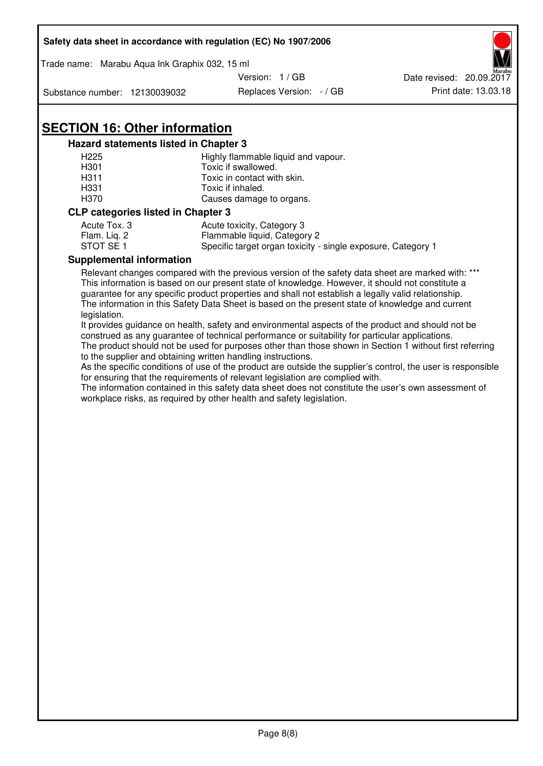## SECTION 16: Other information

### Hazard statements listed in Chapter 3

| | |
|---|---|
| H225 | Highly flammable liquid and vapour. |
| H301 | Toxic if swallowed. |
| H311 | Toxic in contact with skin. |
| H331 | Toxic if inhaled. |
| H370 | Causes damage to organs. |

### CLP categories listed in Chapter 3

| | |
|---|---|
| Acute Tox. 3 | Acute toxicity, Category 3 |
| Flam. Liq. 2 | Flammable liquid, Category 2 |
| STOT SE 1 | Specific target organ toxicity - single exposure, Category 1 |

### Supplemental information

Relevant changes compared with the previous version of the safety data sheet are marked with: ***
This information is based on our present state of knowledge. However, it should not constitute a guarantee for any specific product properties and shall not establish a legally valid relationship.
The information in this Safety Data Sheet is based on the present state of knowledge and current legislation.
It provides guidance on health, safety and environmental aspects of the product and should not be construed as any guarantee of technical performance or suitability for particular applications.
The product should not be used for purposes other than those shown in Section 1 without first referring to the supplier and obtaining written handling instructions.
As the specific conditions of use of the product are outside the supplier's control, the user is responsible for ensuring that the requirements of relevant legislation are complied with.
The information contained in this safety data sheet does not constitute the user's own assessment of workplace risks, as required by other health and safety legislation.